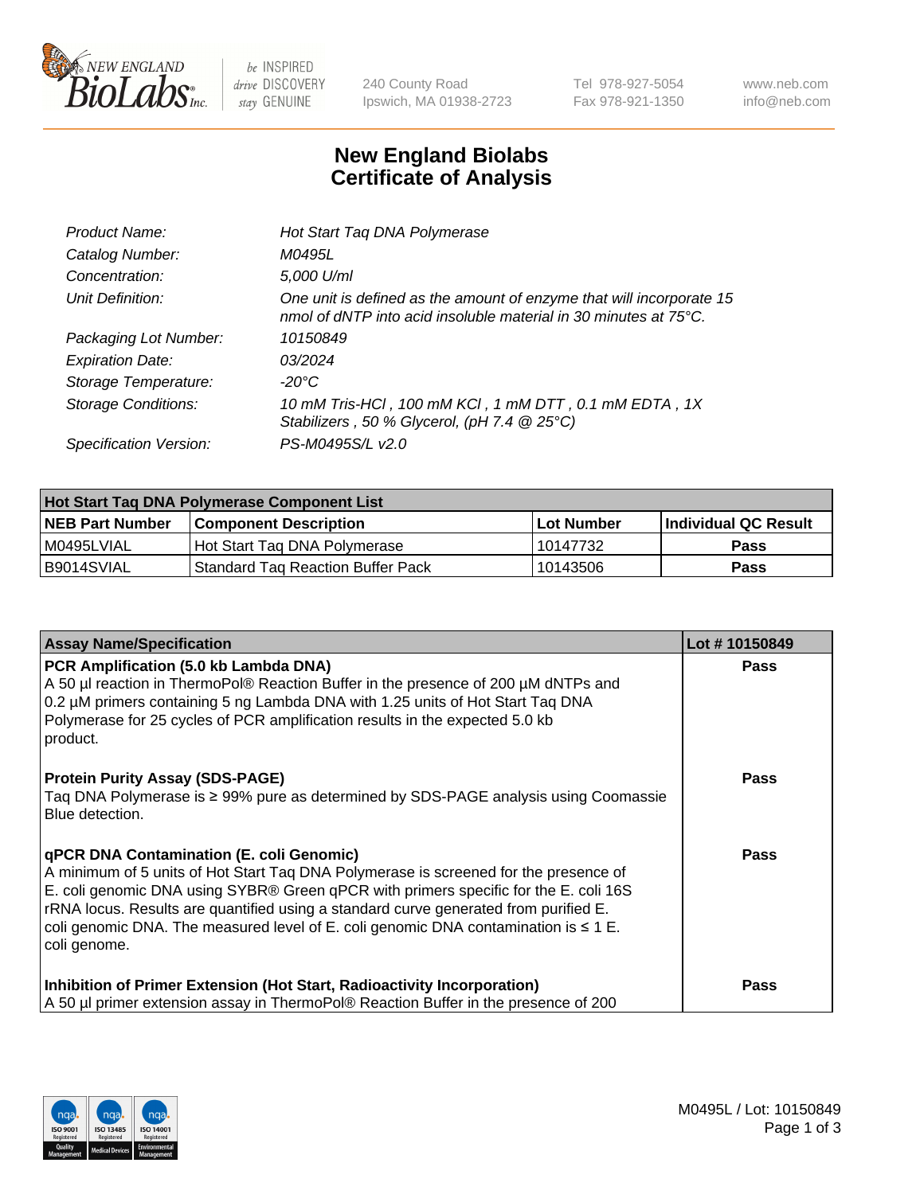New England Biolabs, 240 County Road, Ipswich, MA 01938-2723 · Tel 978-927-5054 · Fax 978-921-1350 · www.neb.com · info@neb.com

# New England Biolabs Certificate of Analysis

| | |
|---|---|
| *Product Name:* | *Hot Start Taq DNA Polymerase* |
| *Catalog Number:* | *M0495L* |
| *Concentration:* | *5,000 U/ml* |
| *Unit Definition:* | *One unit is defined as the amount of enzyme that will incorporate 15 nmol of dNTP into acid insoluble material in 30 minutes at 75°C.* |
| *Packaging Lot Number:* | *10150849* |
| *Expiration Date:* | *03/2024* |
| *Storage Temperature:* | *-20°C* |
| *Storage Conditions:* | *10 mM Tris-HCl , 100 mM KCl , 1 mM DTT , 0.1 mM EDTA , 1X Stabilizers , 50 % Glycerol, (pH 7.4 @ 25°C)* |
| *Specification Version:* | *PS-M0495S/L v2.0* |

| Hot Start Taq DNA Polymerase Component List | | | |
|---|---|---|---|
| **NEB Part Number** | **Component Description** | **Lot Number** | **Individual QC Result** |
| M0495LVIAL | Hot Start Taq DNA Polymerase | 10147732 | **Pass** |
| B9014SVIAL | Standard Taq Reaction Buffer Pack | 10143506 | **Pass** |

| Assay Name/Specification | Lot # 10150849 |
|---|---|
| **PCR Amplification (5.0 kb Lambda DNA)**<br>A 50 µl reaction in ThermoPol® Reaction Buffer in the presence of 200 µM dNTPs and 0.2 µM primers containing 5 ng Lambda DNA with 1.25 units of Hot Start Taq DNA Polymerase for 25 cycles of PCR amplification results in the expected 5.0 kb product. | **Pass** |
| **Protein Purity Assay (SDS-PAGE)**<br>Taq DNA Polymerase is ≥ 99% pure as determined by SDS-PAGE analysis using Coomassie Blue detection. | **Pass** |
| **qPCR DNA Contamination (E. coli Genomic)**<br>A minimum of 5 units of Hot Start Taq DNA Polymerase is screened for the presence of E. coli genomic DNA using SYBR® Green qPCR with primers specific for the E. coli 16S rRNA locus. Results are quantified using a standard curve generated from purified E. coli genomic DNA. The measured level of E. coli genomic DNA contamination is ≤ 1 E. coli genome. | **Pass** |
| **Inhibition of Primer Extension (Hot Start, Radioactivity Incorporation)**<br>A 50 µl primer extension assay in ThermoPol® Reaction Buffer in the presence of 200 | **Pass** |

M0495L / Lot: 10150849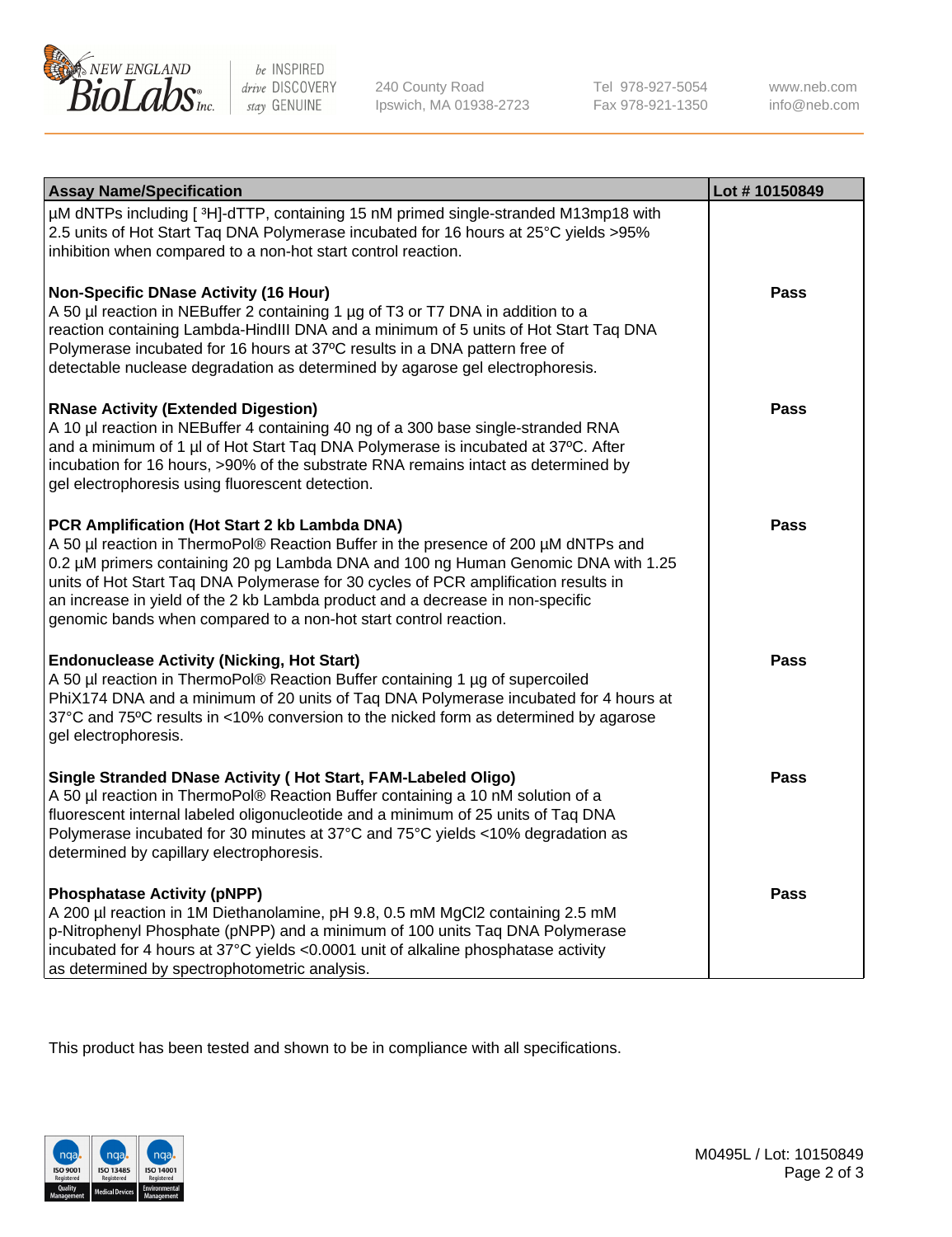| Assay Name/Specification | Lot # 10150849 |
| --- | --- |
| µM dNTPs including [ $^{3}$H]-dTTP, containing 15 nM primed single-stranded M13mp18 with 2.5 units of Hot Start Taq DNA Polymerase incubated for 16 hours at 25°C yields >95% inhibition when compared to a non-hot start control reaction. | |
| **Non-Specific DNase Activity (16 Hour)**<br>A 50 µl reaction in NEBuffer 2 containing 1 µg of T3 or T7 DNA in addition to a reaction containing Lambda-HindIII DNA and a minimum of 5 units of Hot Start Taq DNA Polymerase incubated for 16 hours at 37ºC results in a DNA pattern free of detectable nuclease degradation as determined by agarose gel electrophoresis. | **Pass** |
| **RNase Activity (Extended Digestion)**<br>A 10 µl reaction in NEBuffer 4 containing 40 ng of a 300 base single-stranded RNA and a minimum of 1 µl of Hot Start Taq DNA Polymerase is incubated at 37ºC. After incubation for 16 hours, >90% of the substrate RNA remains intact as determined by gel electrophoresis using fluorescent detection. | **Pass** |
| **PCR Amplification (Hot Start 2 kb Lambda DNA)**<br>A 50 µl reaction in ThermoPol® Reaction Buffer in the presence of 200 µM dNTPs and 0.2 µM primers containing 20 pg Lambda DNA and 100 ng Human Genomic DNA with 1.25 units of Hot Start Taq DNA Polymerase for 30 cycles of PCR amplification results in an increase in yield of the 2 kb Lambda product and a decrease in non-specific genomic bands when compared to a non-hot start control reaction. | **Pass** |
| **Endonuclease Activity (Nicking, Hot Start)**<br>A 50 µl reaction in ThermoPol® Reaction Buffer containing 1 µg of supercoiled PhiX174 DNA and a minimum of 20 units of Taq DNA Polymerase incubated for 4 hours at 37°C and 75ºC results in <10% conversion to the nicked form as determined by agarose gel electrophoresis. | **Pass** |
| **Single Stranded DNase Activity ( Hot Start, FAM-Labeled Oligo)**<br>A 50 µl reaction in ThermoPol® Reaction Buffer containing a 10 nM solution of a fluorescent internal labeled oligonucleotide and a minimum of 25 units of Taq DNA Polymerase incubated for 30 minutes at 37°C and 75°C yields <10% degradation as determined by capillary electrophoresis. | **Pass** |
| **Phosphatase Activity (pNPP)**<br>A 200 µl reaction in 1M Diethanolamine, pH 9.8, 0.5 mM $MgCl_2$ containing 2.5 mM p-Nitrophenyl Phosphate (pNPP) and a minimum of 100 units Taq DNA Polymerase incubated for 4 hours at 37°C yields <0.0001 unit of alkaline phosphatase activity as determined by spectrophotometric analysis. | **Pass** |

This product has been tested and shown to be in compliance with all specifications.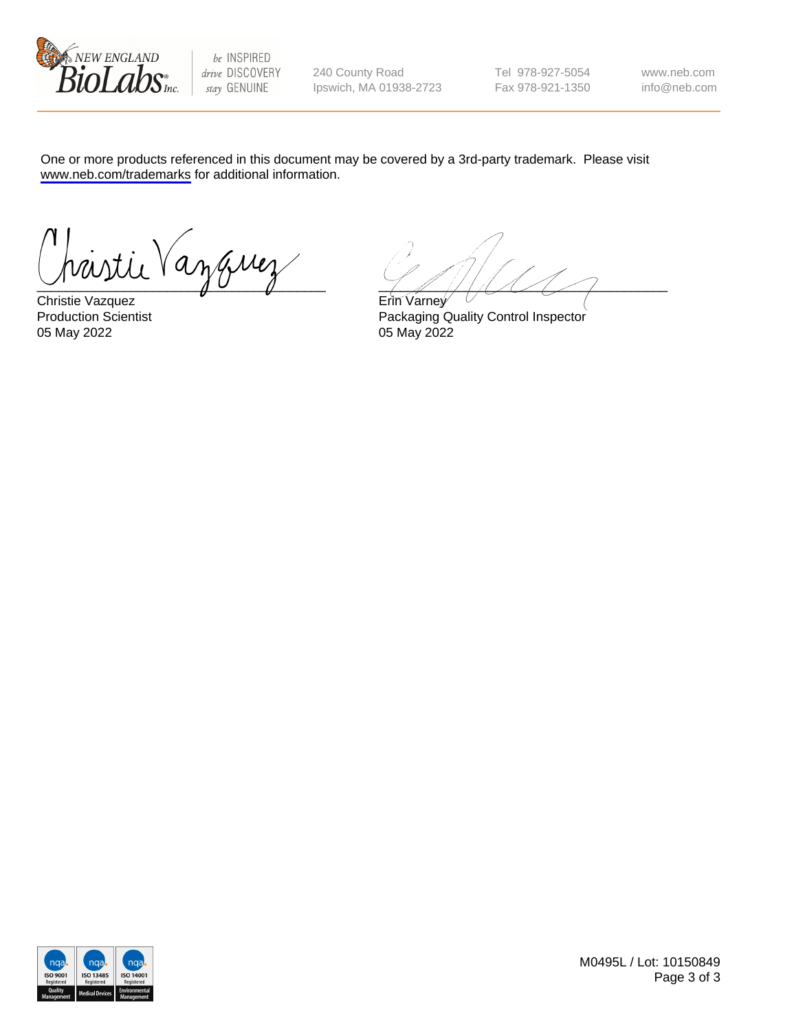One or more products referenced in this document may be covered by a 3rd-party trademark. Please visit www.neb.com/trademarks for additional information.

Christie Vazquez
Production Scientist
05 May 2022

Erin Varney
Packaging Quality Control Inspector
05 May 2022

M0495L / Lot: 10150849